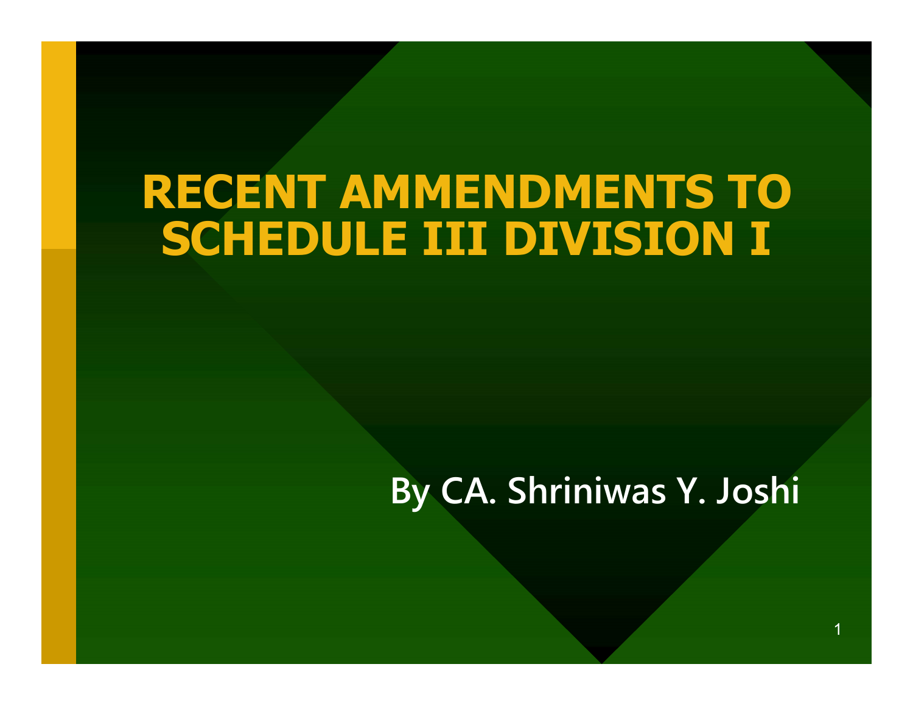# RECENT AMMENDMENTS TO SCHEDULE III DIVISION I

By CA. Shriniwas Y. Joshi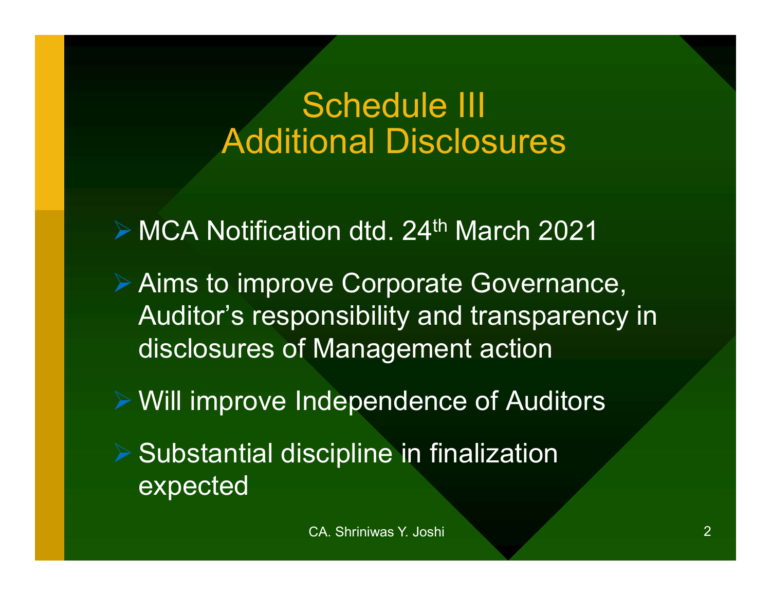# Schedule III
# Additional Disclosures

- MCA Notification dtd. 24th March 2021
- Aims to improve Corporate Governance, Auditor's responsibility and transparency in disclosures of Management action
- Will improve Independence of Auditors
- Substantial discipline in finalization expected

CA. Shriniwas Y. Joshi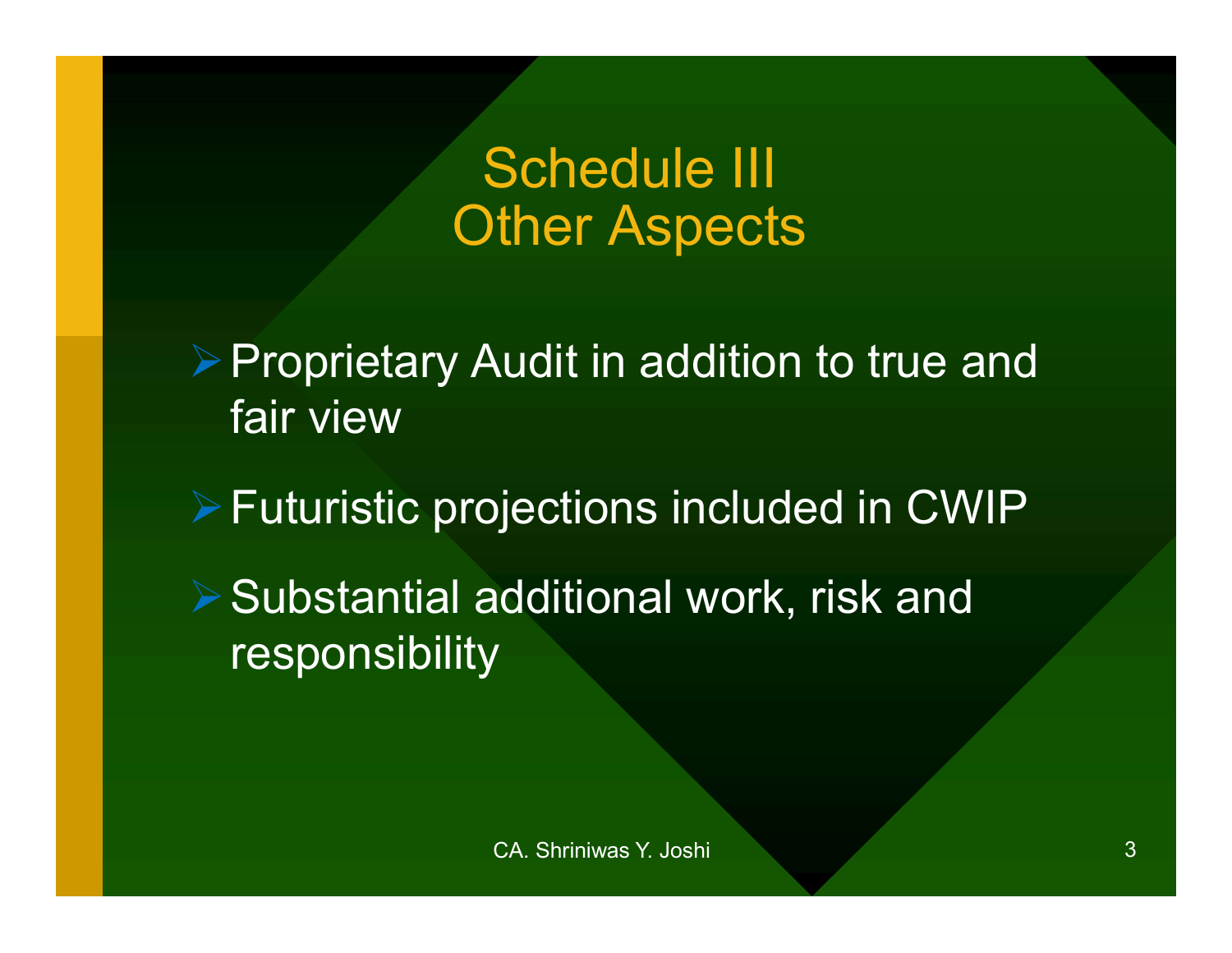# Schedule III
## Other Aspects

- Proprietary Audit in addition to true and fair view
- Futuristic projections included in CWIP
- Substantial additional work, risk and responsibility

CA. Shriniwas Y. Joshi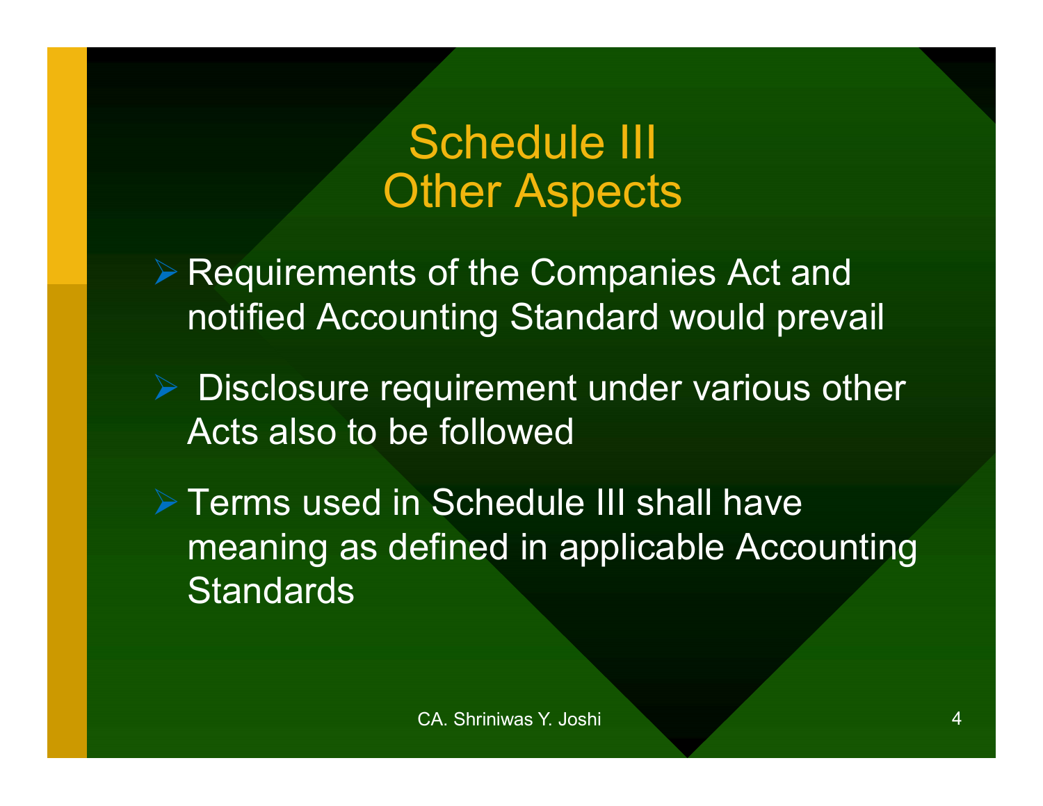# Schedule III
# Other Aspects

- Requirements of the Companies Act and notified Accounting Standard would prevail
- Disclosure requirement under various other Acts also to be followed
- Terms used in Schedule III shall have meaning as defined in applicable Accounting Standards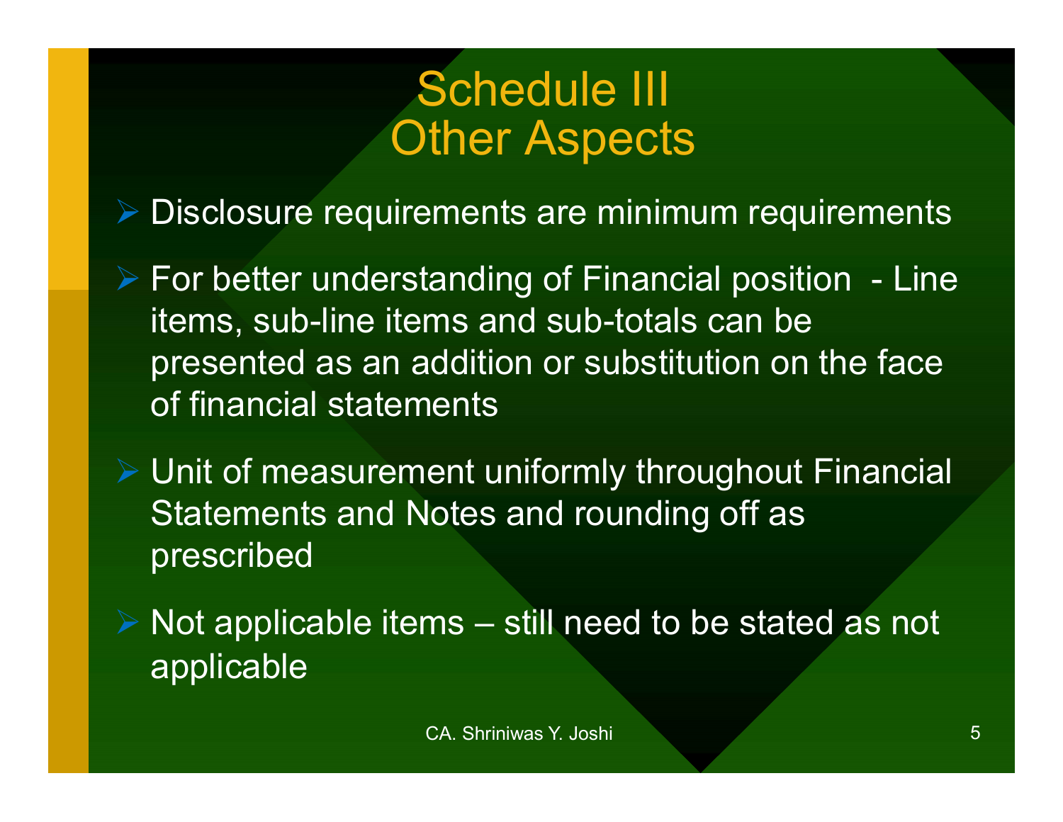# Schedule III
# Other Aspects

- Disclosure requirements are minimum requirements
- For better understanding of Financial position - Line items, sub-line items and sub-totals can be presented as an addition or substitution on the face of financial statements
- Unit of measurement uniformly throughout Financial Statements and Notes and rounding off as prescribed
- Not applicable items – still need to be stated as not applicable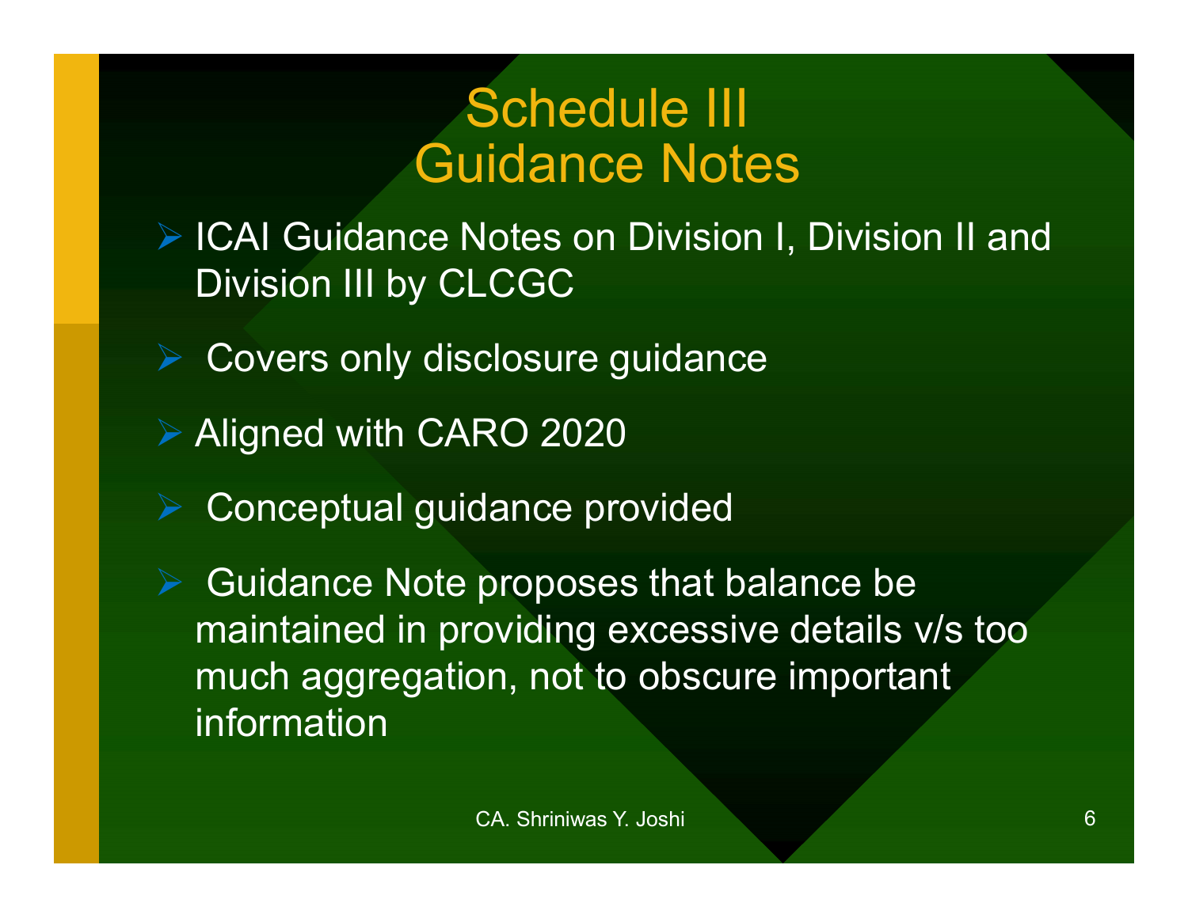# Schedule III
# Guidance Notes

- ICAI Guidance Notes on Division I, Division II and Division III by CLCGC
- Covers only disclosure guidance
- Aligned with CARO 2020
- Conceptual guidance provided
- Guidance Note proposes that balance be maintained in providing excessive details v/s too much aggregation, not to obscure important information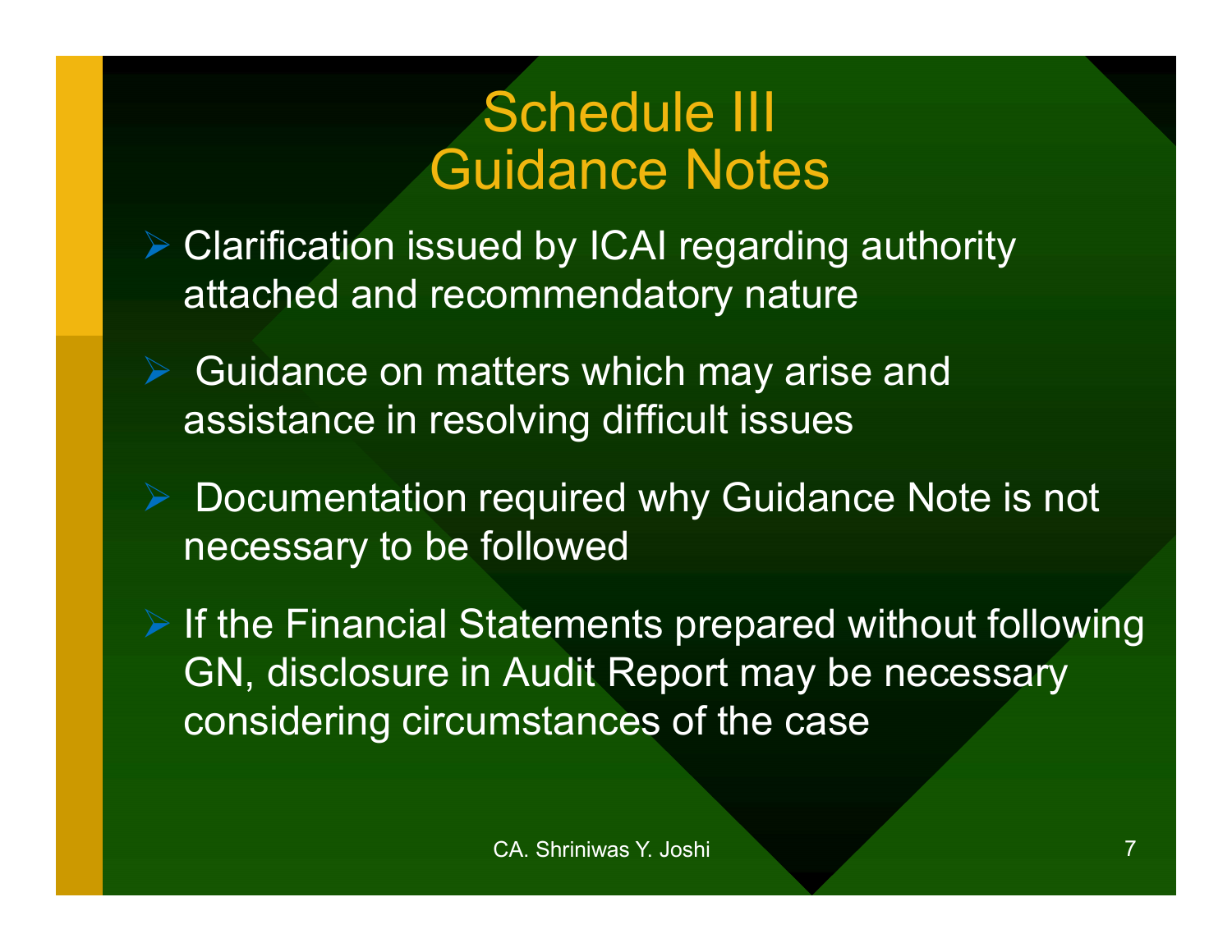# Schedule III Guidance Notes

- Clarification issued by ICAI regarding authority attached and recommendatory nature
- Guidance on matters which may arise and assistance in resolving difficult issues
- Documentation required why Guidance Note is not necessary to be followed
- If the Financial Statements prepared without following GN, disclosure in Audit Report may be necessary considering circumstances of the case

CA. Shriniwas Y. Joshi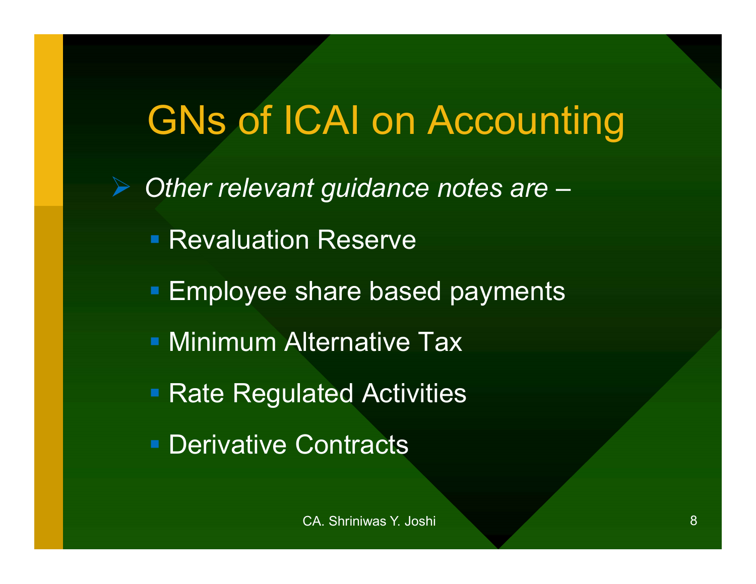# GNs of ICAI on Accounting

- *Other relevant guidance notes are –*
  - Revaluation Reserve
  - Employee share based payments
  - Minimum Alternative Tax
  - Rate Regulated Activities
  - Derivative Contracts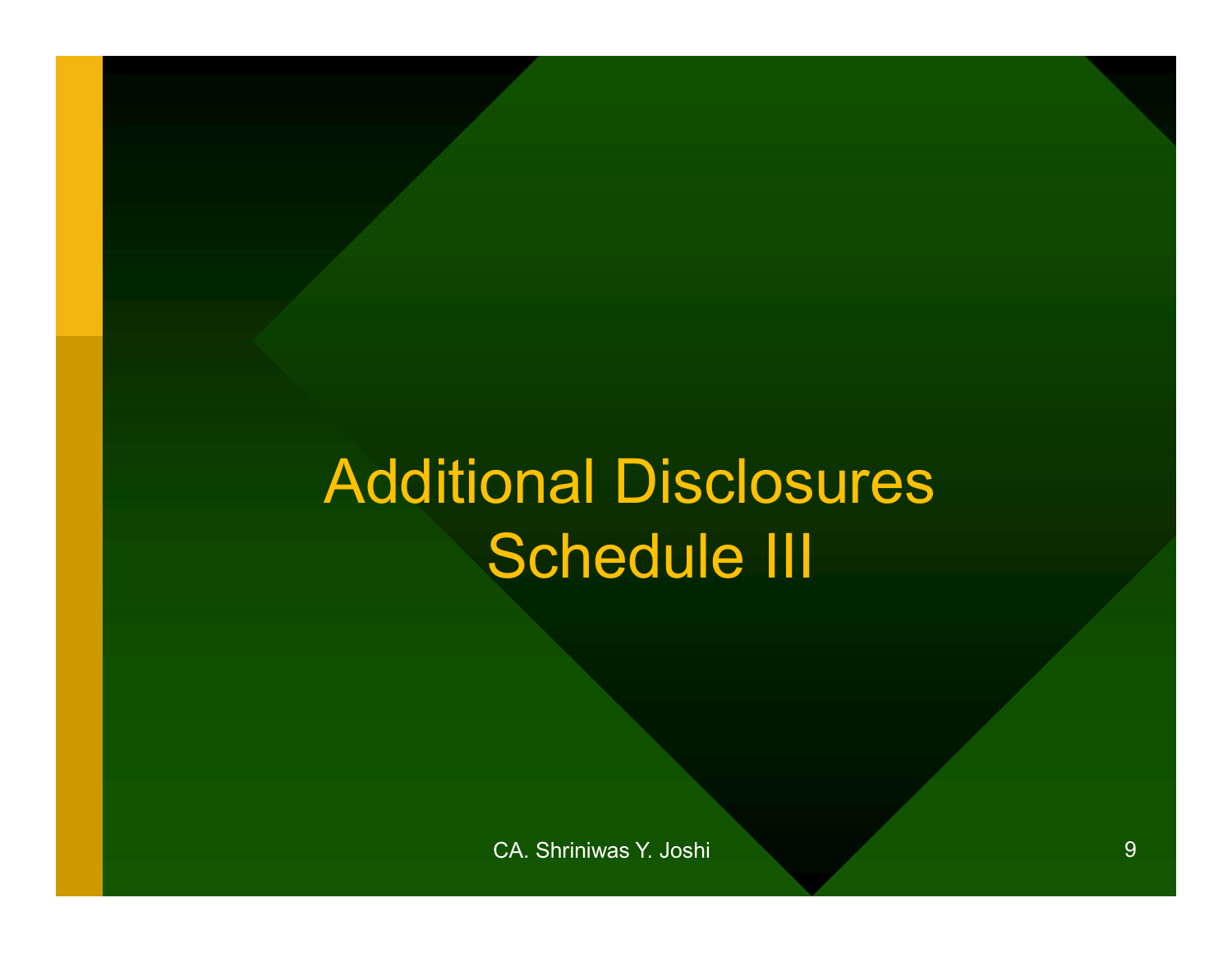# Additional Disclosures Schedule III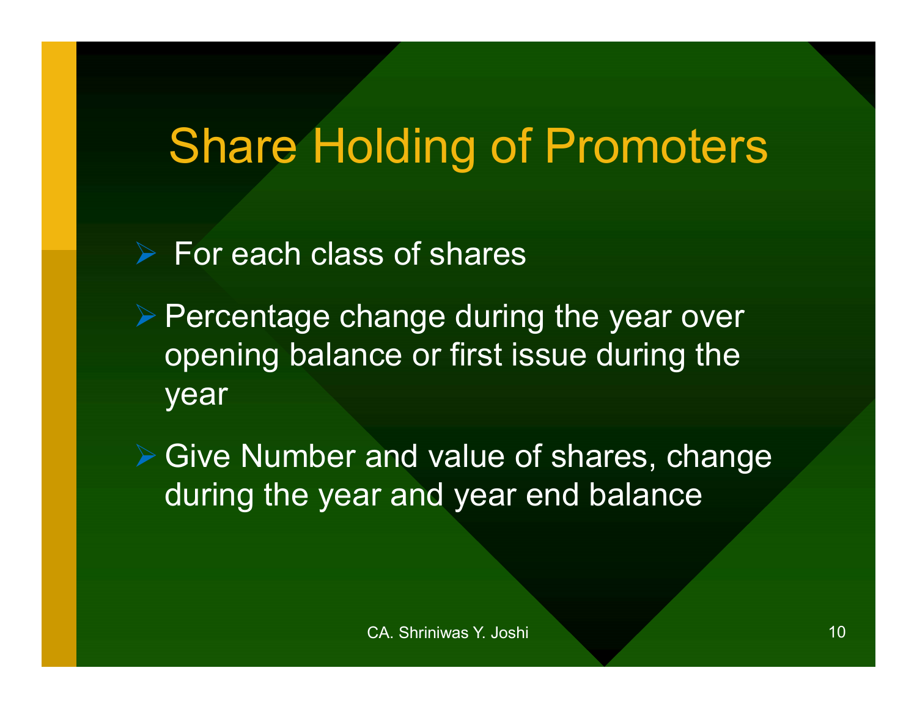# Share Holding of Promoters

- For each class of shares
- Percentage change during the year over opening balance or first issue during the year
- Give Number and value of shares, change during the year and year end balance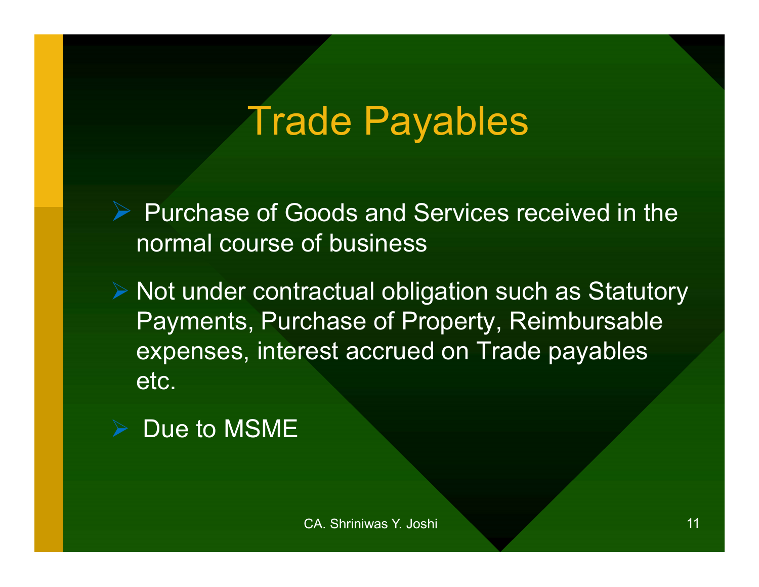# Trade Payables

- Purchase of Goods and Services received in the normal course of business
- Not under contractual obligation such as Statutory Payments, Purchase of Property, Reimbursable expenses, interest accrued on Trade payables etc.
- Due to MSME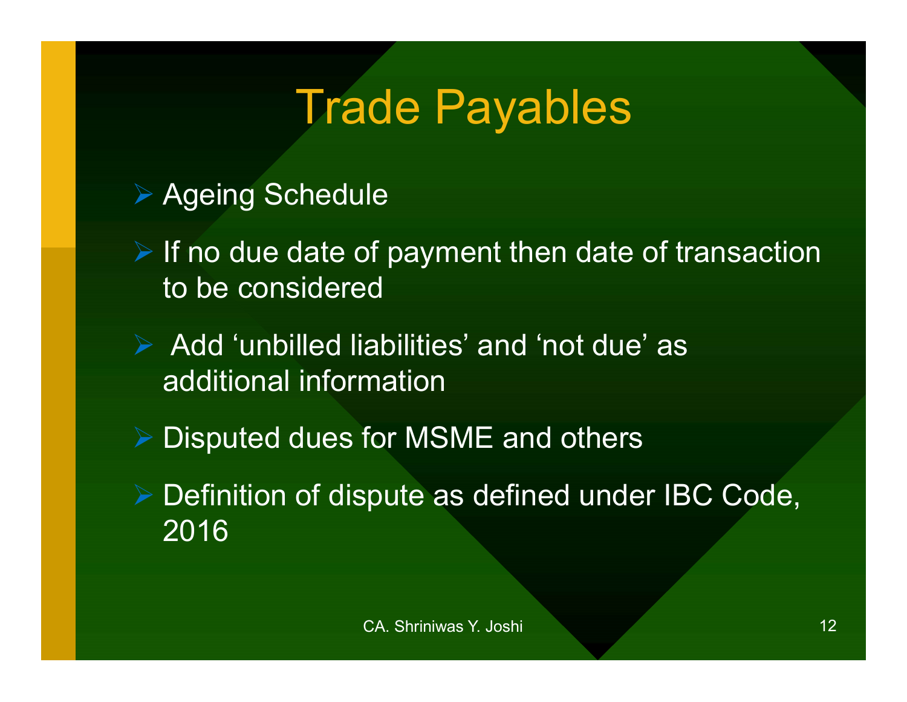# Trade Payables

- Ageing Schedule
- If no due date of payment then date of transaction to be considered
- Add ‘unbilled liabilities’ and ‘not due’ as additional information
- Disputed dues for MSME and others
- Definition of dispute as defined under IBC Code, 2016

CA. Shriniwas Y. Joshi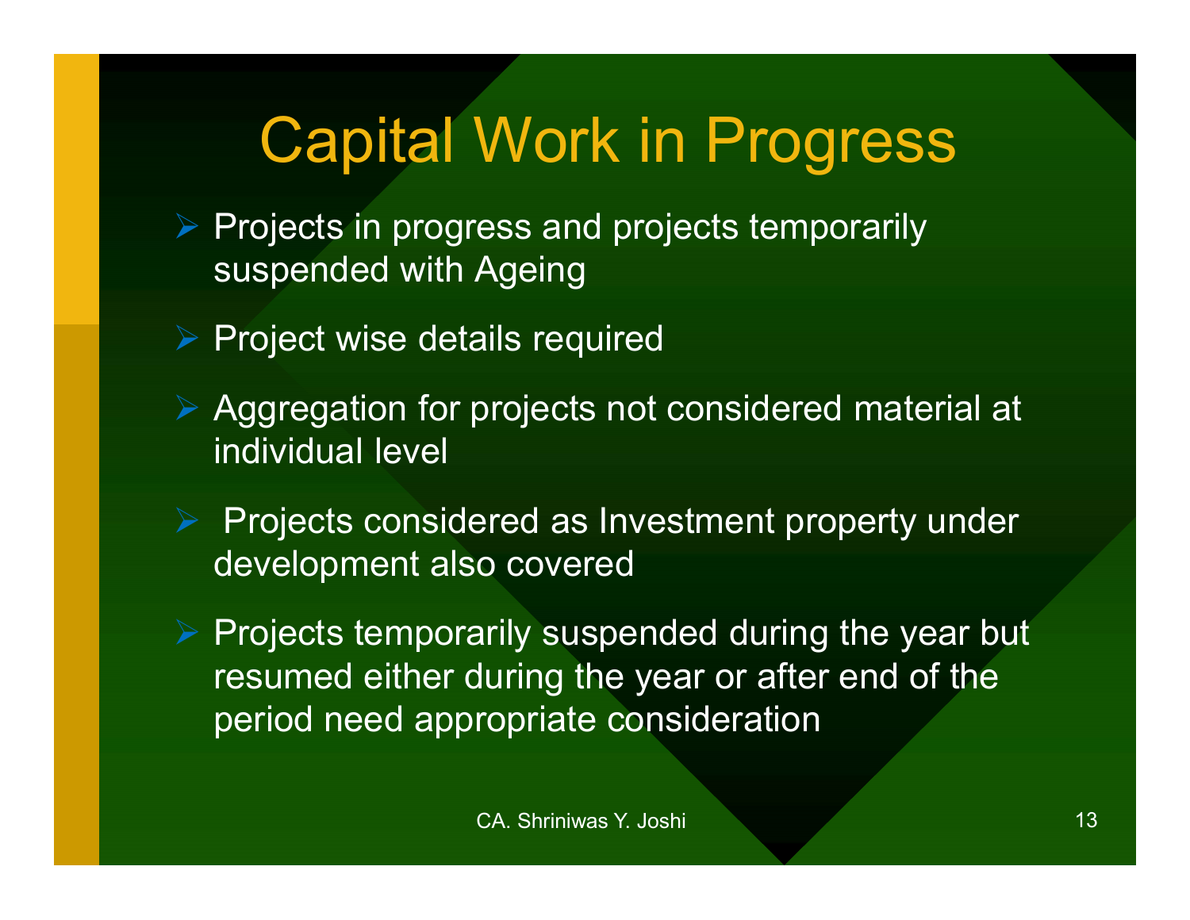# Capital Work in Progress

- Projects in progress and projects temporarily suspended with Ageing
- Project wise details required
- Aggregation for projects not considered material at individual level
- Projects considered as Investment property under development also covered
- Projects temporarily suspended during the year but resumed either during the year or after end of the period need appropriate consideration

CA. Shriniwas Y. Joshi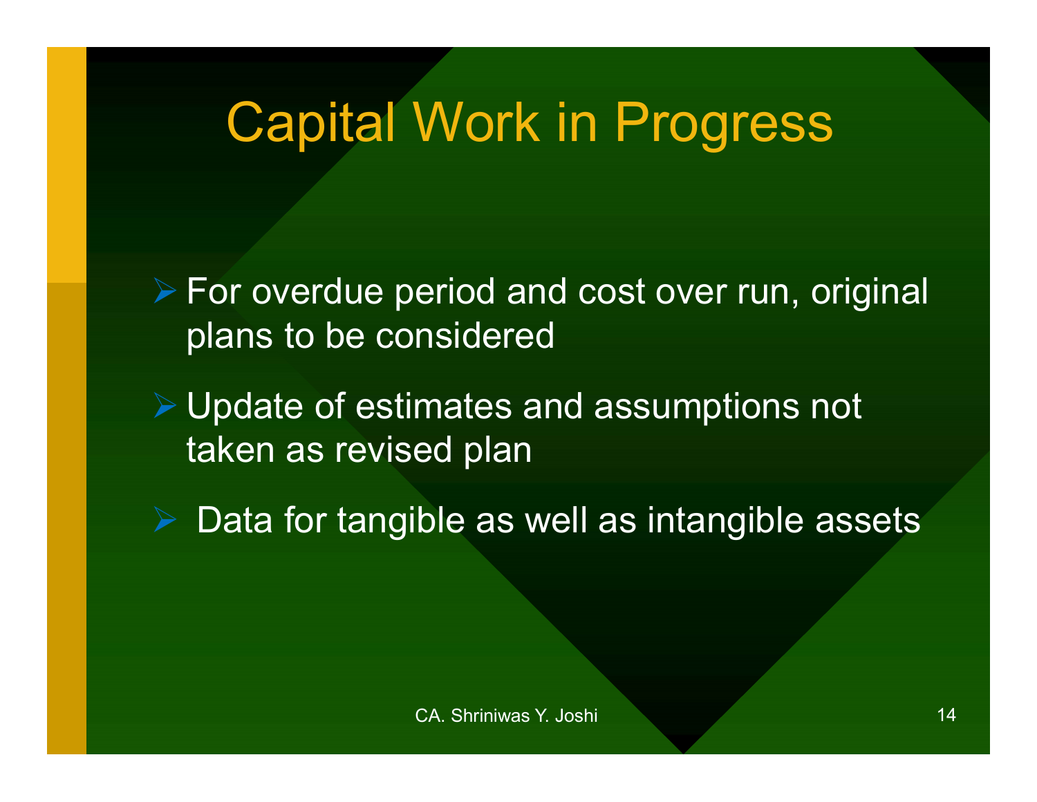# Capital Work in Progress

- For overdue period and cost over run, original plans to be considered
- Update of estimates and assumptions not taken as revised plan
- Data for tangible as well as intangible assets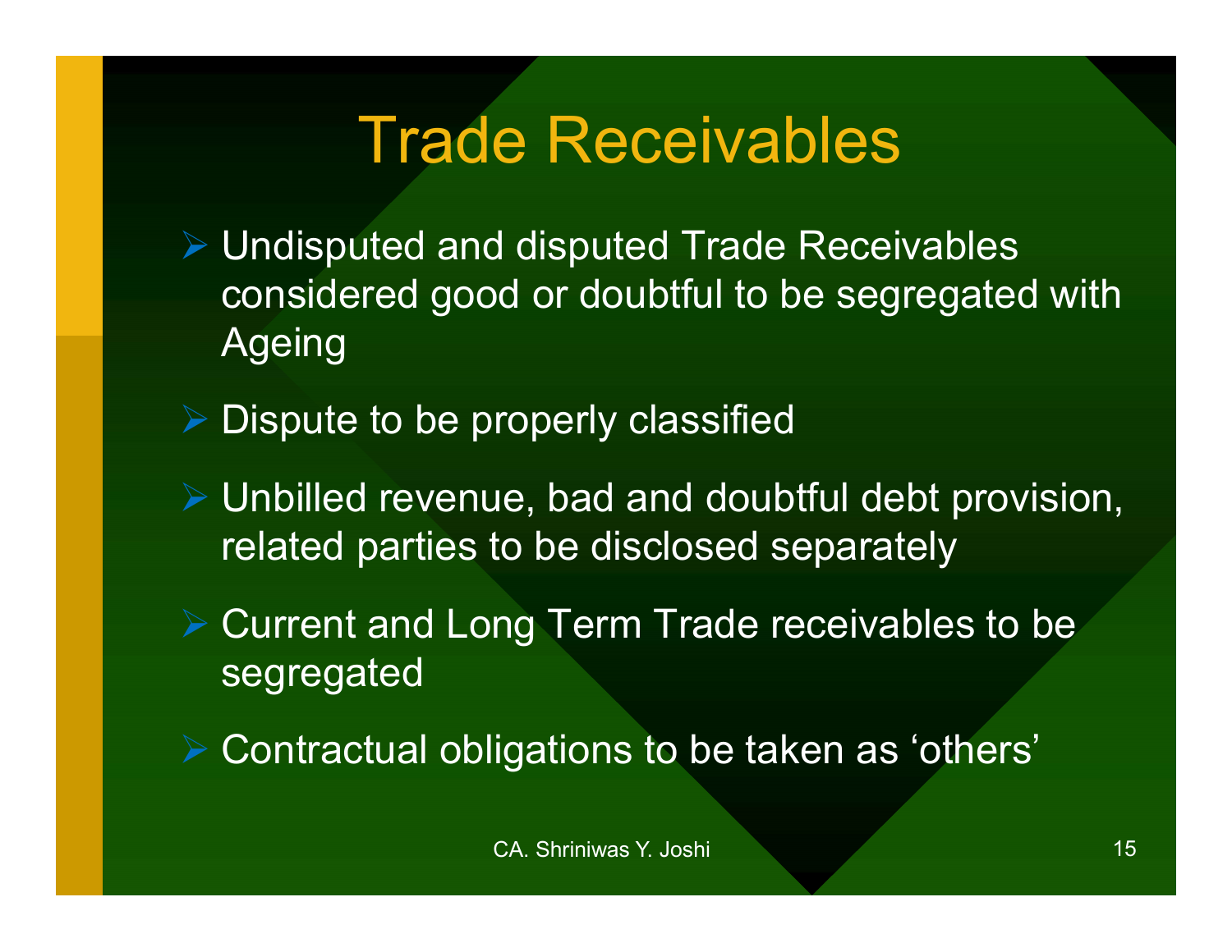# Trade Receivables

- Undisputed and disputed Trade Receivables considered good or doubtful to be segregated with Ageing
- Dispute to be properly classified
- Unbilled revenue, bad and doubtful debt provision, related parties to be disclosed separately
- Current and Long Term Trade receivables to be segregated
- Contractual obligations to be taken as ‘others’

CA. Shriniwas Y. Joshi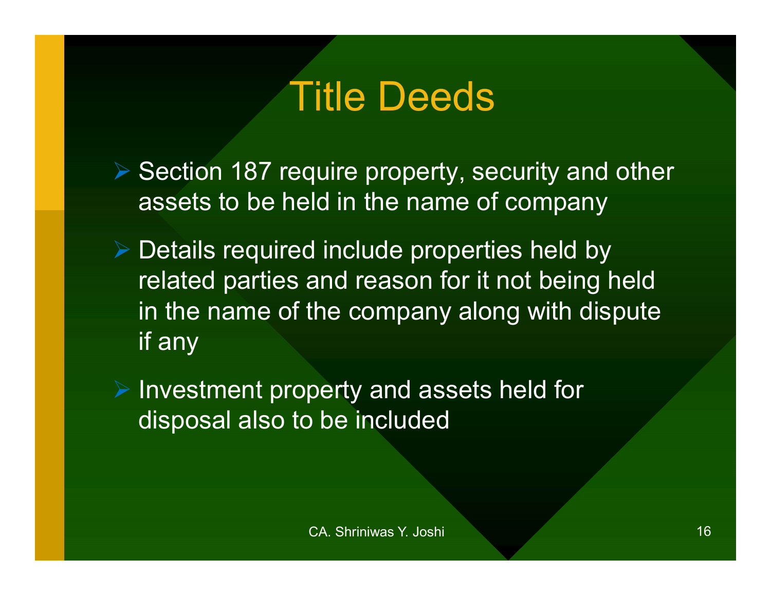# Title Deeds

- Section 187 require property, security and other assets to be held in the name of company
- Details required include properties held by related parties and reason for it not being held in the name of the company along with dispute if any
- Investment property and assets held for disposal also to be included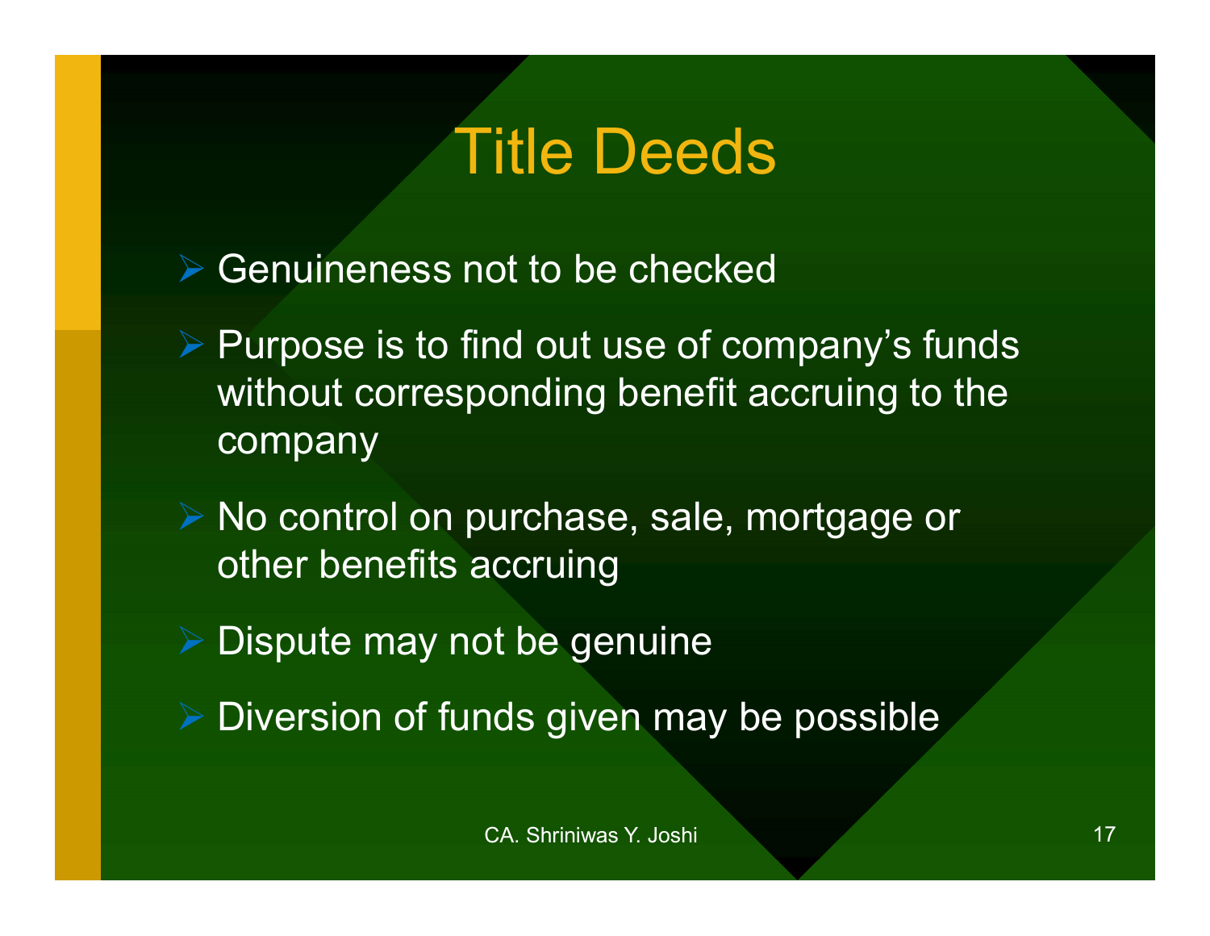# Title Deeds

- Genuineness not to be checked
- Purpose is to find out use of company's funds without corresponding benefit accruing to the company
- No control on purchase, sale, mortgage or other benefits accruing
- Dispute may not be genuine
- Diversion of funds given may be possible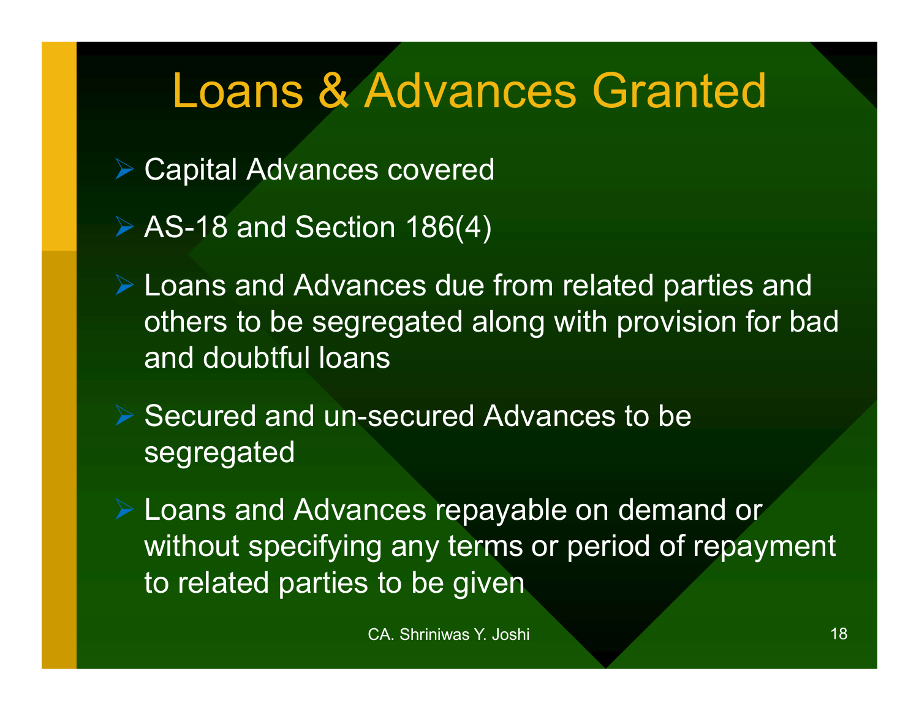# Loans & Advances Granted

- Capital Advances covered
- AS-18 and Section 186(4)
- Loans and Advances due from related parties and others to be segregated along with provision for bad and doubtful loans
- Secured and un-secured Advances to be segregated
- Loans and Advances repayable on demand or without specifying any terms or period of repayment to related parties to be given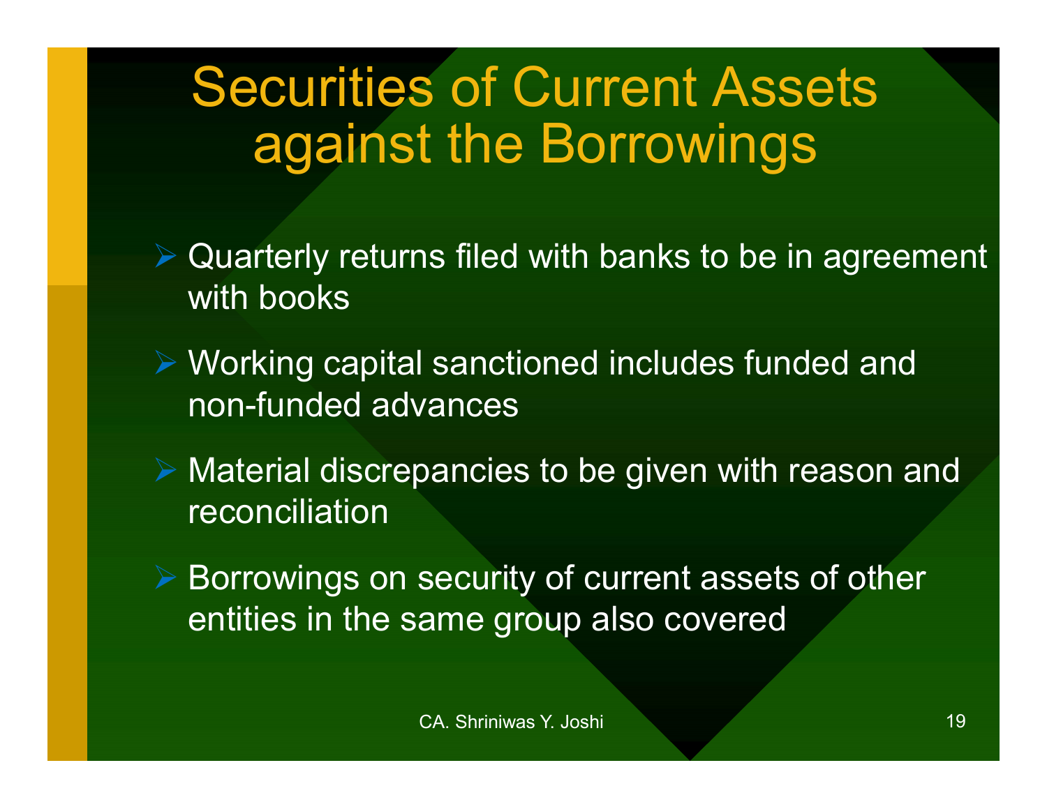# Securities of Current Assets against the Borrowings

- Quarterly returns filed with banks to be in agreement with books
- Working capital sanctioned includes funded and non-funded advances
- Material discrepancies to be given with reason and reconciliation
- Borrowings on security of current assets of other entities in the same group also covered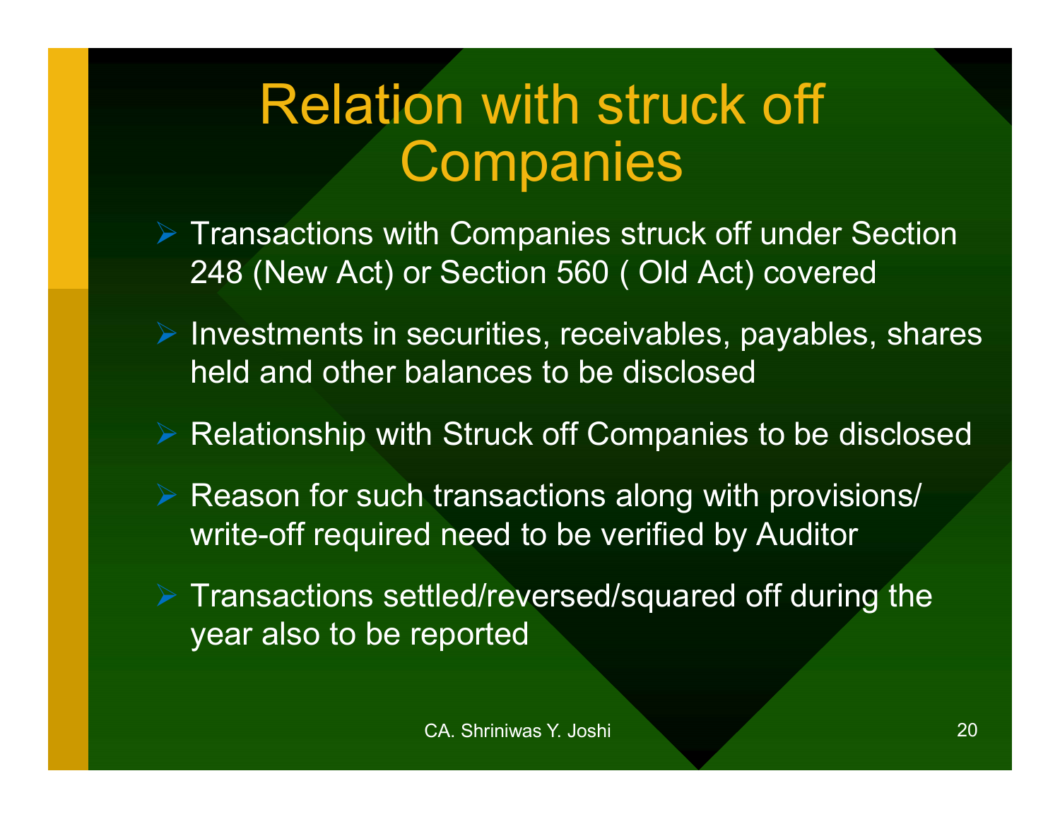# Relation with struck off Companies

- Transactions with Companies struck off under Section 248 (New Act) or Section 560 ( Old Act) covered
- Investments in securities, receivables, payables, shares held and other balances to be disclosed
- Relationship with Struck off Companies to be disclosed
- Reason for such transactions along with provisions/ write-off required need to be verified by Auditor
- Transactions settled/reversed/squared off during the year also to be reported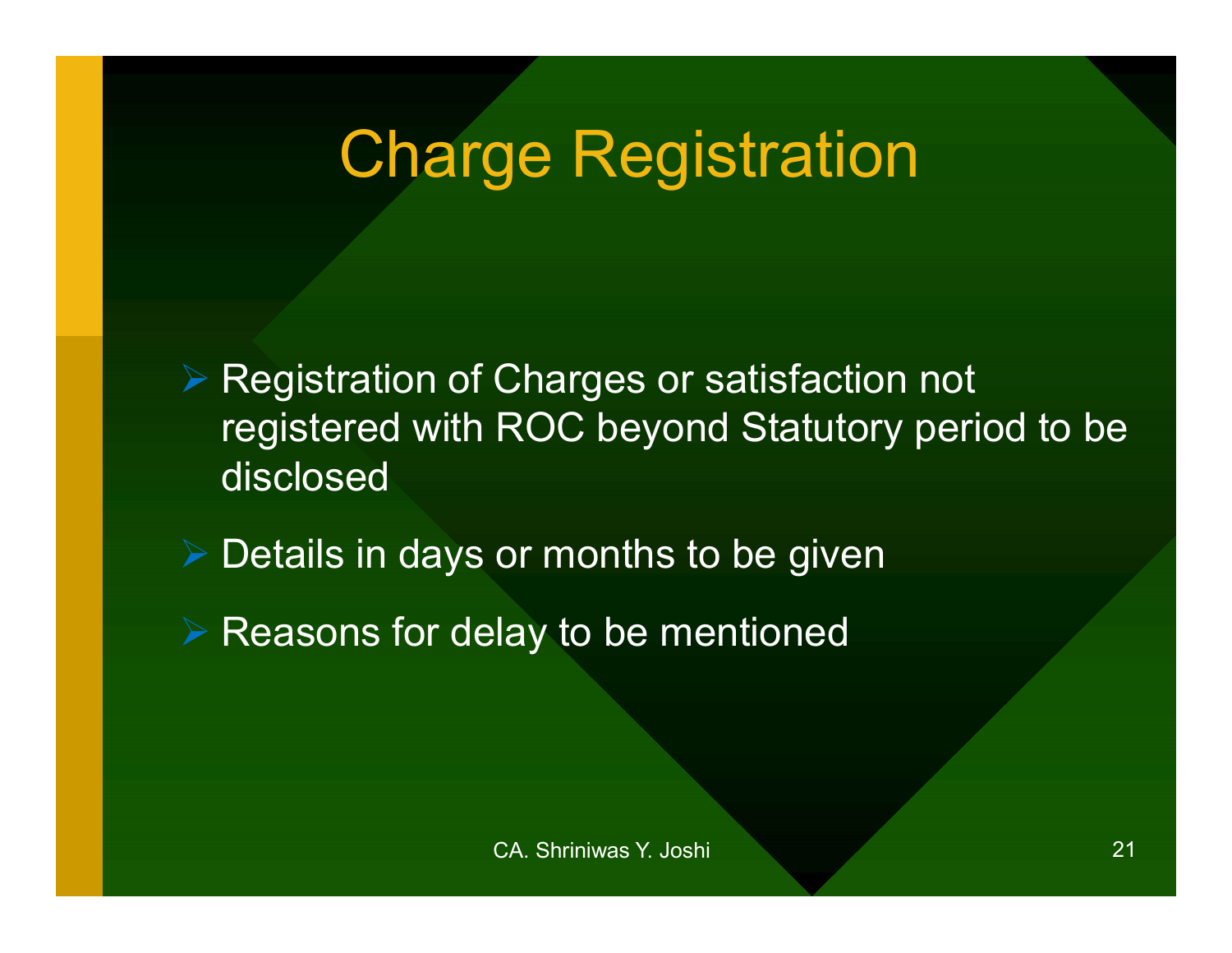# Charge Registration

- Registration of Charges or satisfaction not registered with ROC beyond Statutory period to be disclosed
- Details in days or months to be given
- Reasons for delay to be mentioned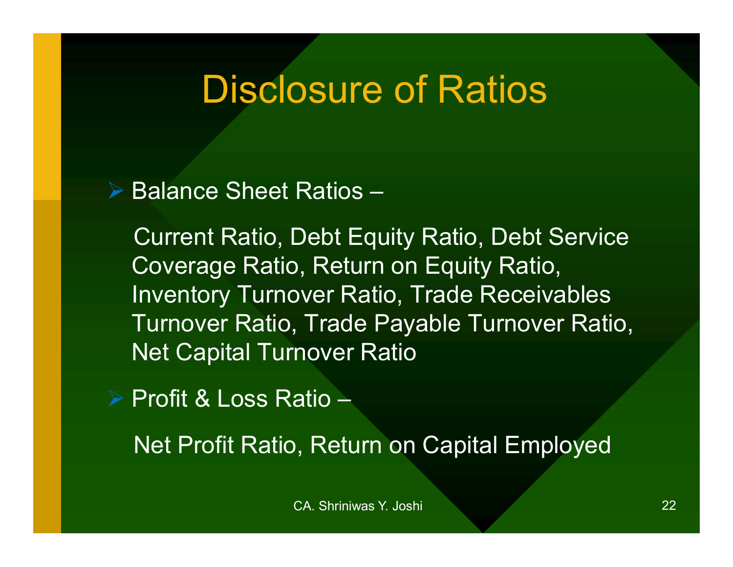# Disclosure of Ratios

- Balance Sheet Ratios –

  Current Ratio, Debt Equity Ratio, Debt Service Coverage Ratio, Return on Equity Ratio, Inventory Turnover Ratio, Trade Receivables Turnover Ratio, Trade Payable Turnover Ratio, Net Capital Turnover Ratio

- Profit & Loss Ratio –

  Net Profit Ratio, Return on Capital Employed

CA. Shriniwas Y. Joshi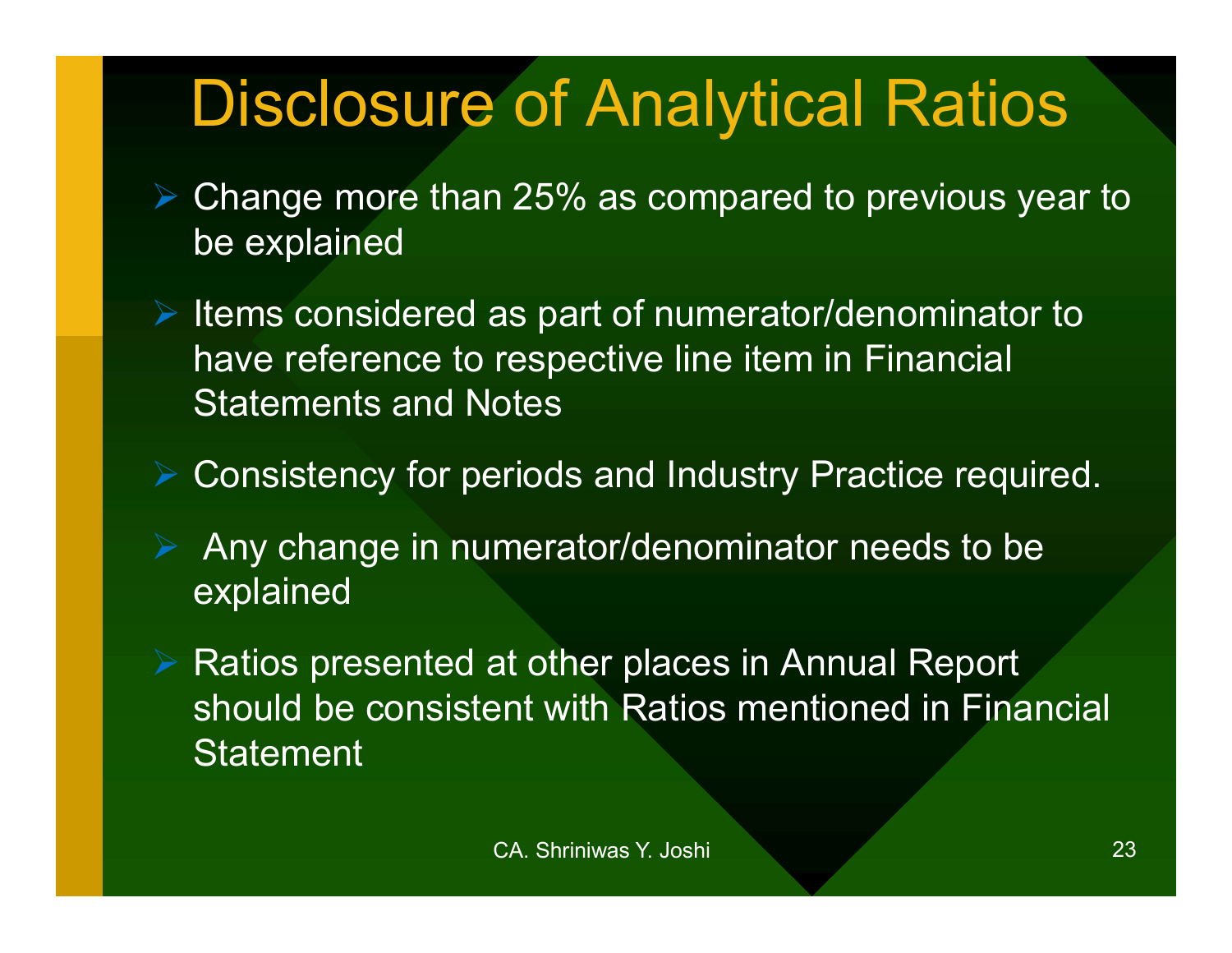# Disclosure of Analytical Ratios

- Change more than 25% as compared to previous year to be explained
- Items considered as part of numerator/denominator to have reference to respective line item in Financial Statements and Notes
- Consistency for periods and Industry Practice required.
- Any change in numerator/denominator needs to be explained
- Ratios presented at other places in Annual Report should be consistent with Ratios mentioned in Financial Statement

CA. Shriniwas Y. Joshi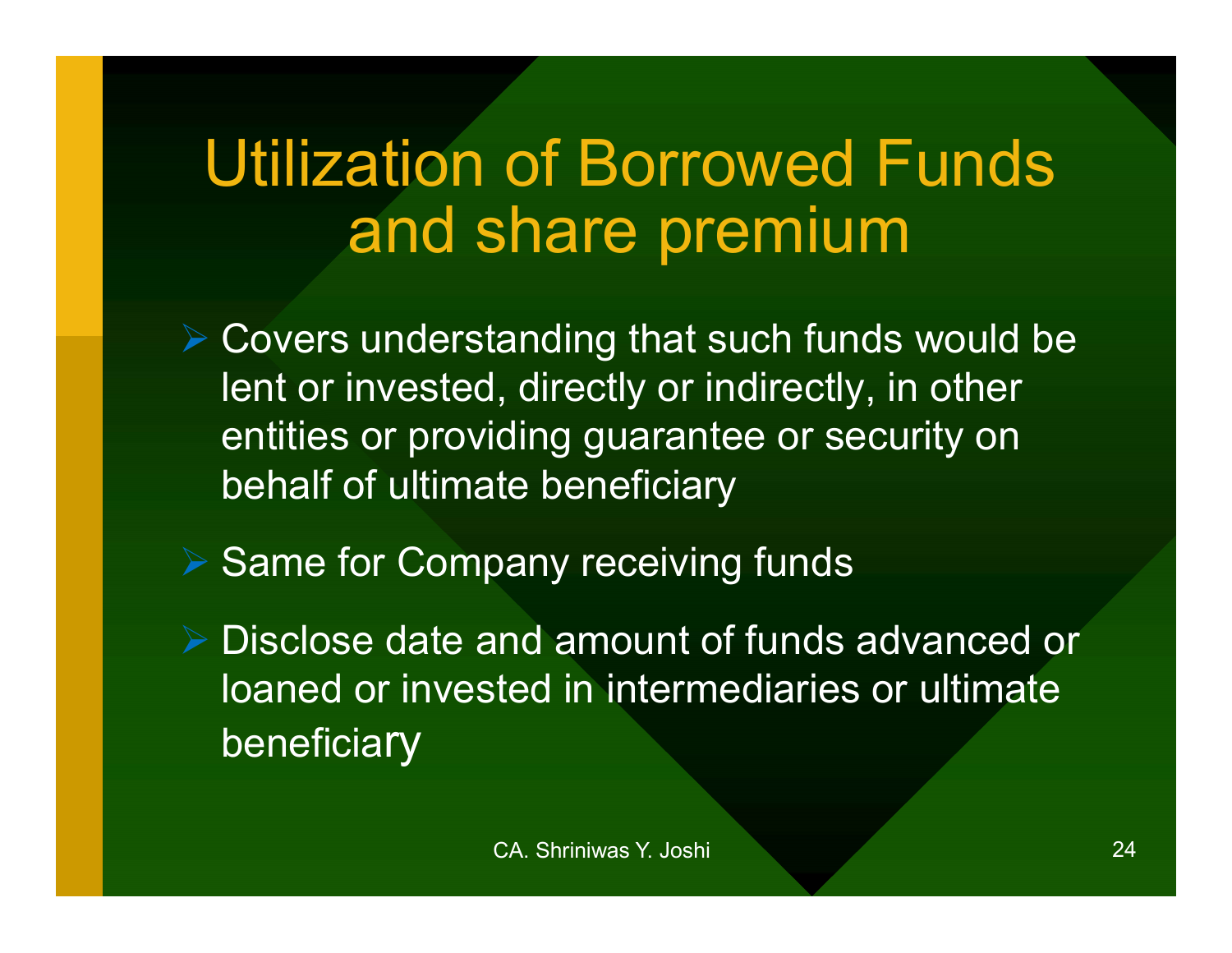# Utilization of Borrowed Funds and share premium

- Covers understanding that such funds would be lent or invested, directly or indirectly, in other entities or providing guarantee or security on behalf of ultimate beneficiary
- Same for Company receiving funds
- Disclose date and amount of funds advanced or loaned or invested in intermediaries or ultimate beneficiary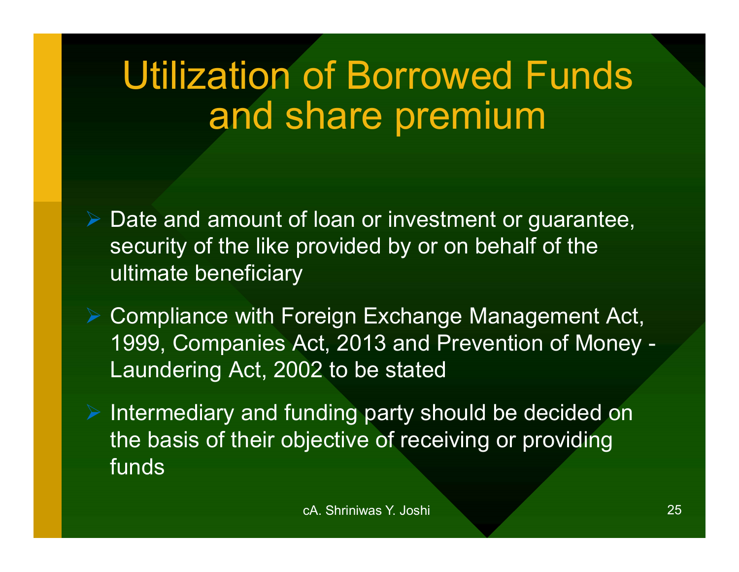# Utilization of Borrowed Funds and share premium

- Date and amount of loan or investment or guarantee, security of the like provided by or on behalf of the ultimate beneficiary
- Compliance with Foreign Exchange Management Act, 1999, Companies Act, 2013 and Prevention of Money - Laundering Act, 2002 to be stated
- Intermediary and funding party should be decided on the basis of their objective of receiving or providing funds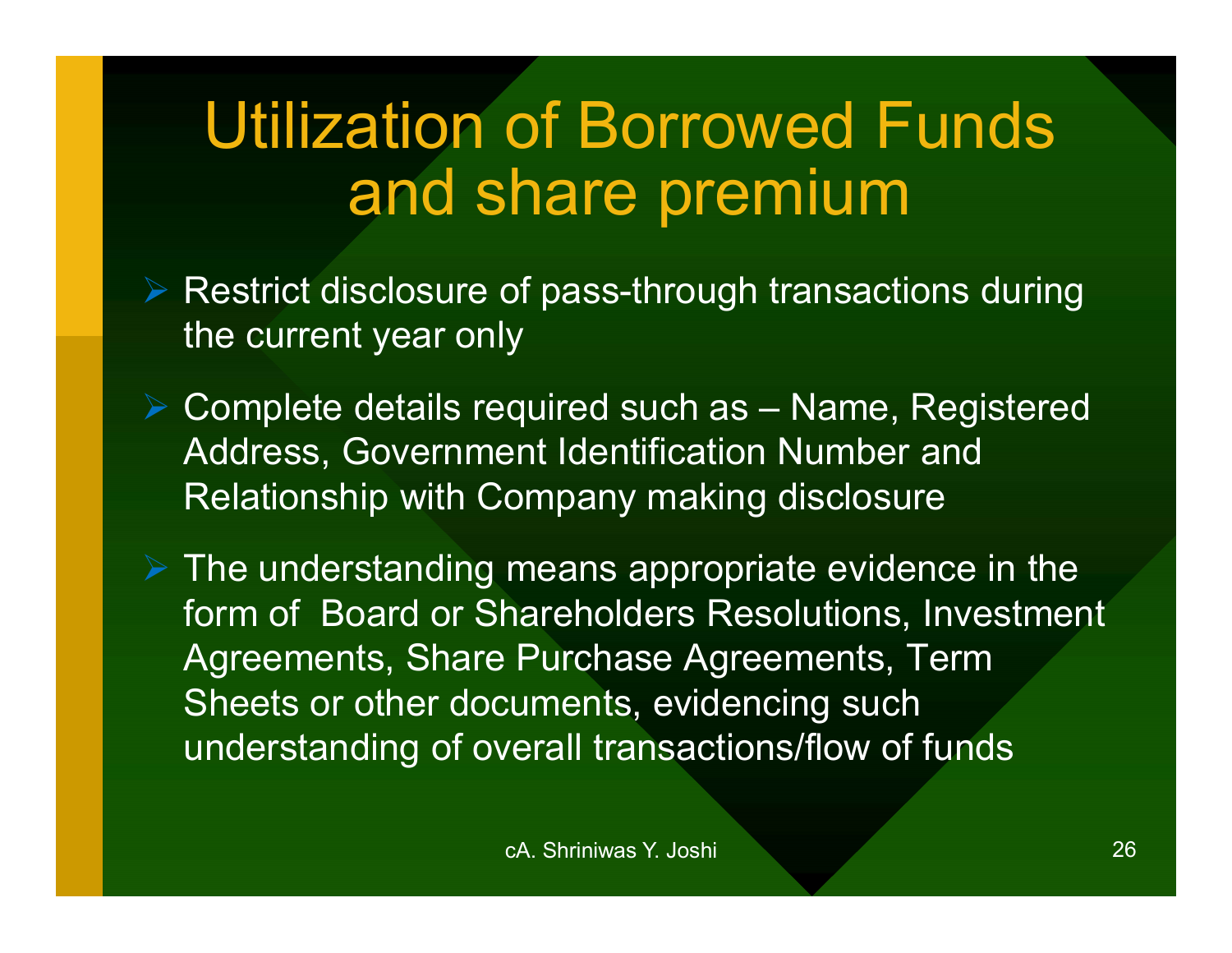# Utilization of Borrowed Funds and share premium

- Restrict disclosure of pass-through transactions during the current year only
- Complete details required such as – Name, Registered Address, Government Identification Number and Relationship with Company making disclosure
- The understanding means appropriate evidence in the form of Board or Shareholders Resolutions, Investment Agreements, Share Purchase Agreements, Term Sheets or other documents, evidencing such understanding of overall transactions/flow of funds

cA. Shriniwas Y. Joshi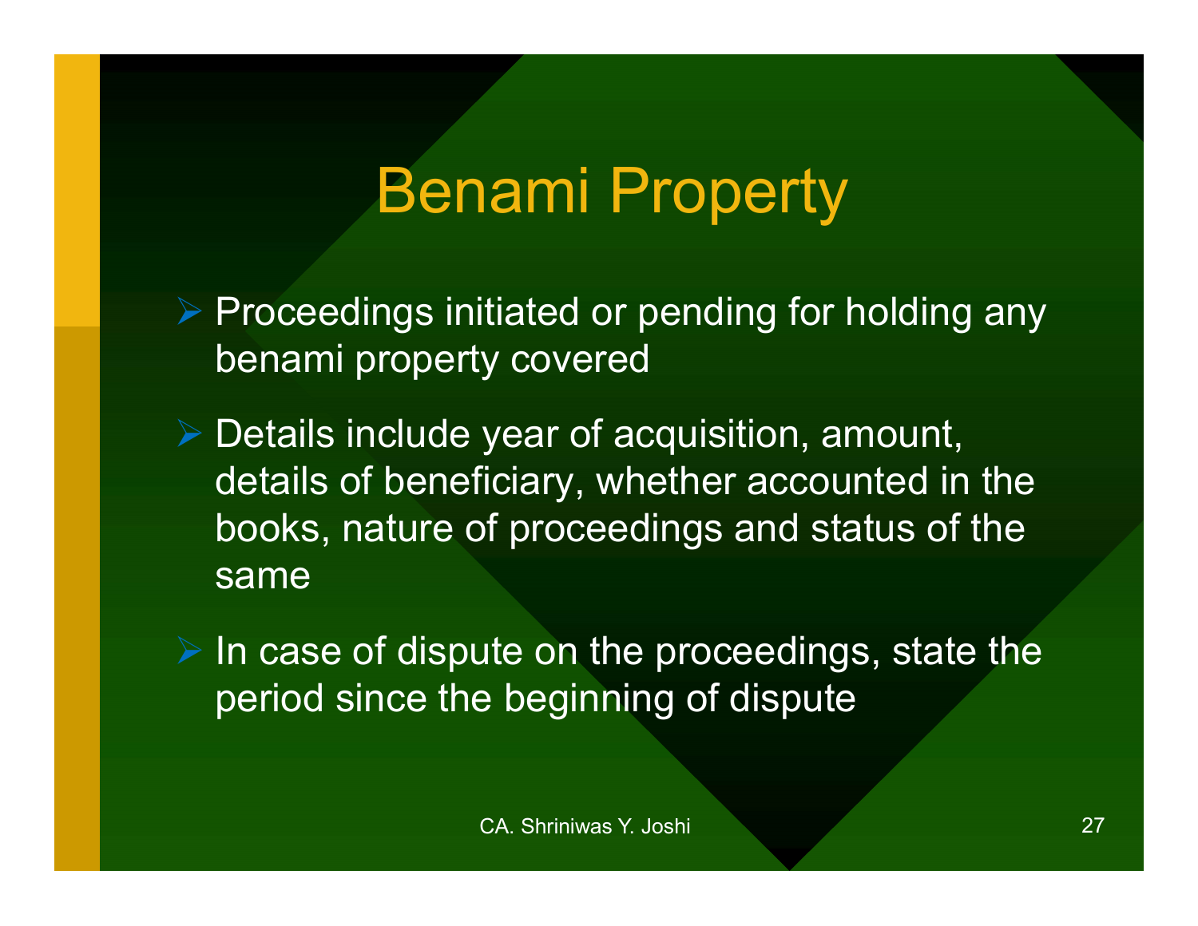# Benami Property

- Proceedings initiated or pending for holding any benami property covered
- Details include year of acquisition, amount, details of beneficiary, whether accounted in the books, nature of proceedings and status of the same
- In case of dispute on the proceedings, state the period since the beginning of dispute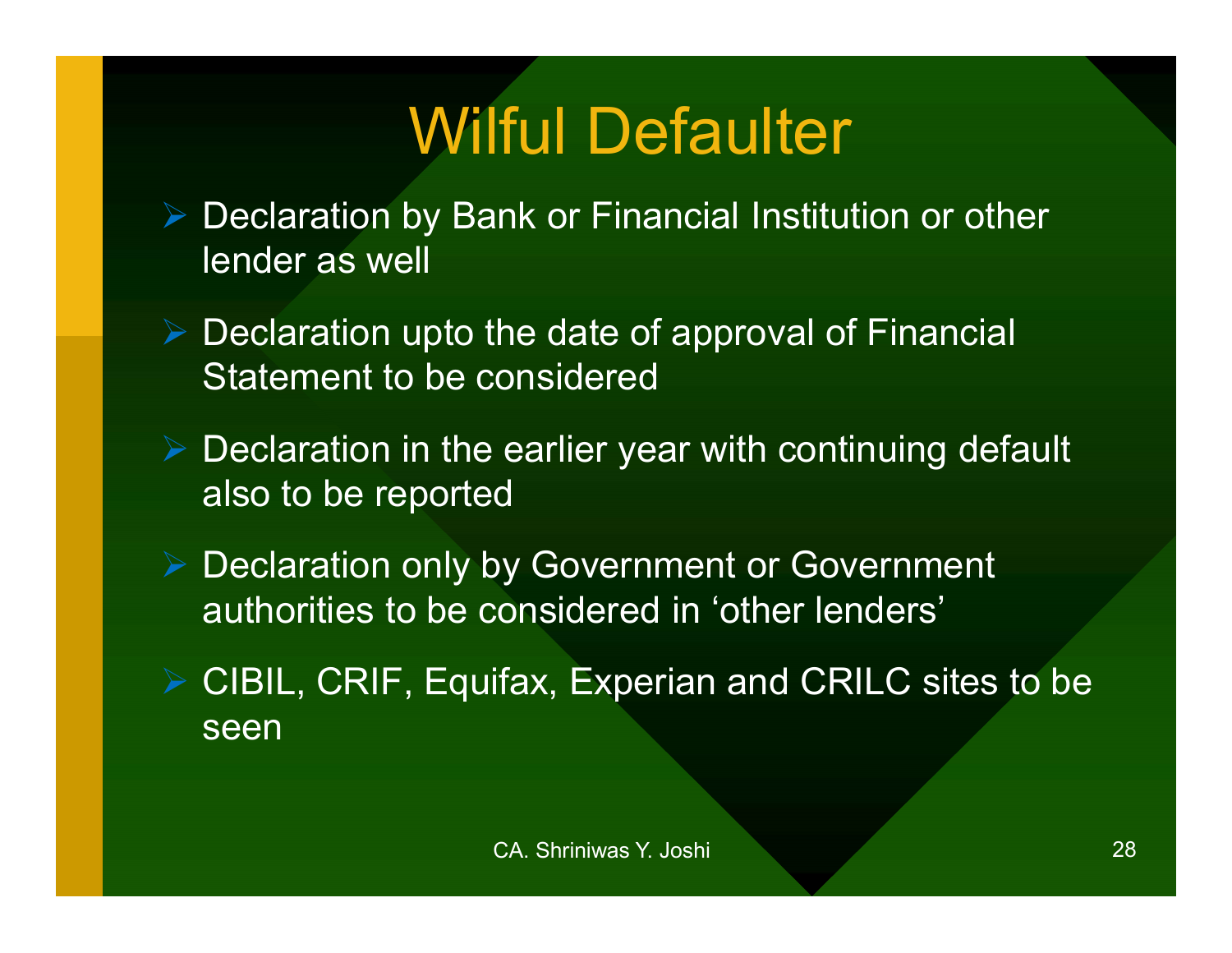# Wilful Defaulter

- Declaration by Bank or Financial Institution or other lender as well
- Declaration upto the date of approval of Financial Statement to be considered
- Declaration in the earlier year with continuing default also to be reported
- Declaration only by Government or Government authorities to be considered in 'other lenders'
- CIBIL, CRIF, Equifax, Experian and CRILC sites to be seen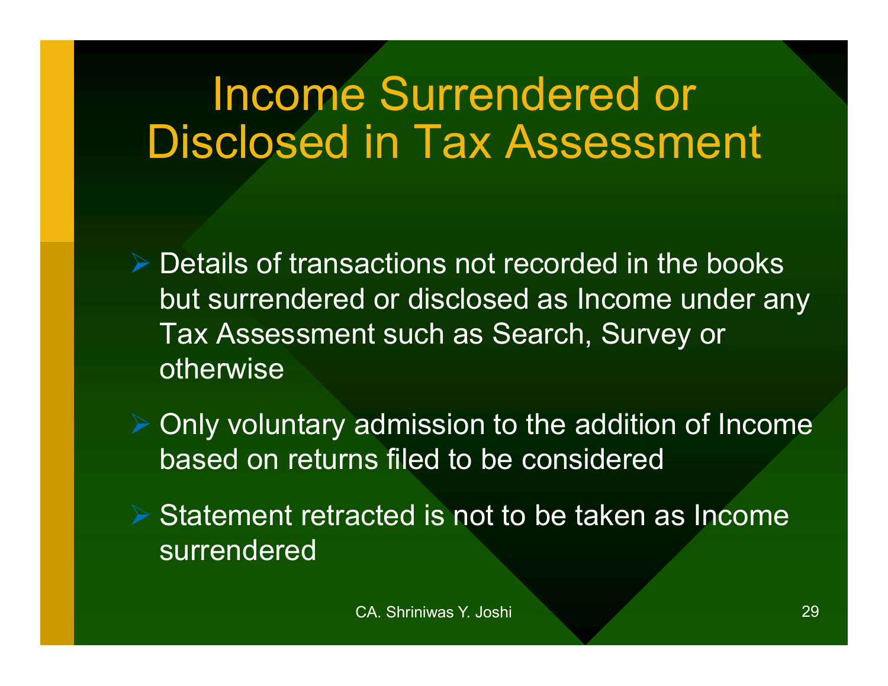# Income Surrendered or Disclosed in Tax Assessment

- Details of transactions not recorded in the books but surrendered or disclosed as Income under any Tax Assessment such as Search, Survey or otherwise
- Only voluntary admission to the addition of Income based on returns filed to be considered
- Statement retracted is not to be taken as Income surrendered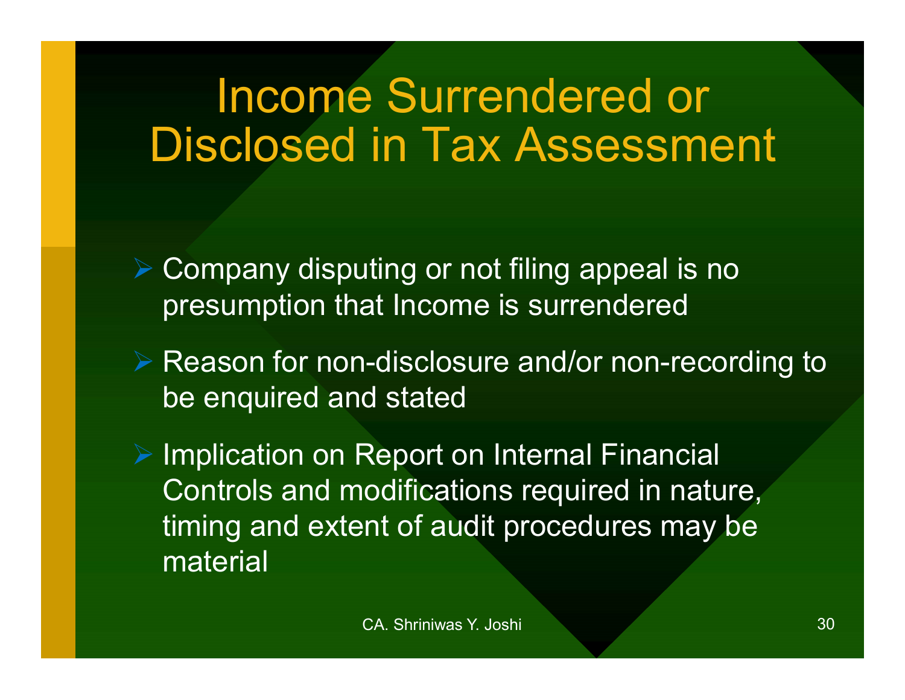# Income Surrendered or Disclosed in Tax Assessment

- Company disputing or not filing appeal is no presumption that Income is surrendered
- Reason for non-disclosure and/or non-recording to be enquired and stated
- Implication on Report on Internal Financial Controls and modifications required in nature, timing and extent of audit procedures may be material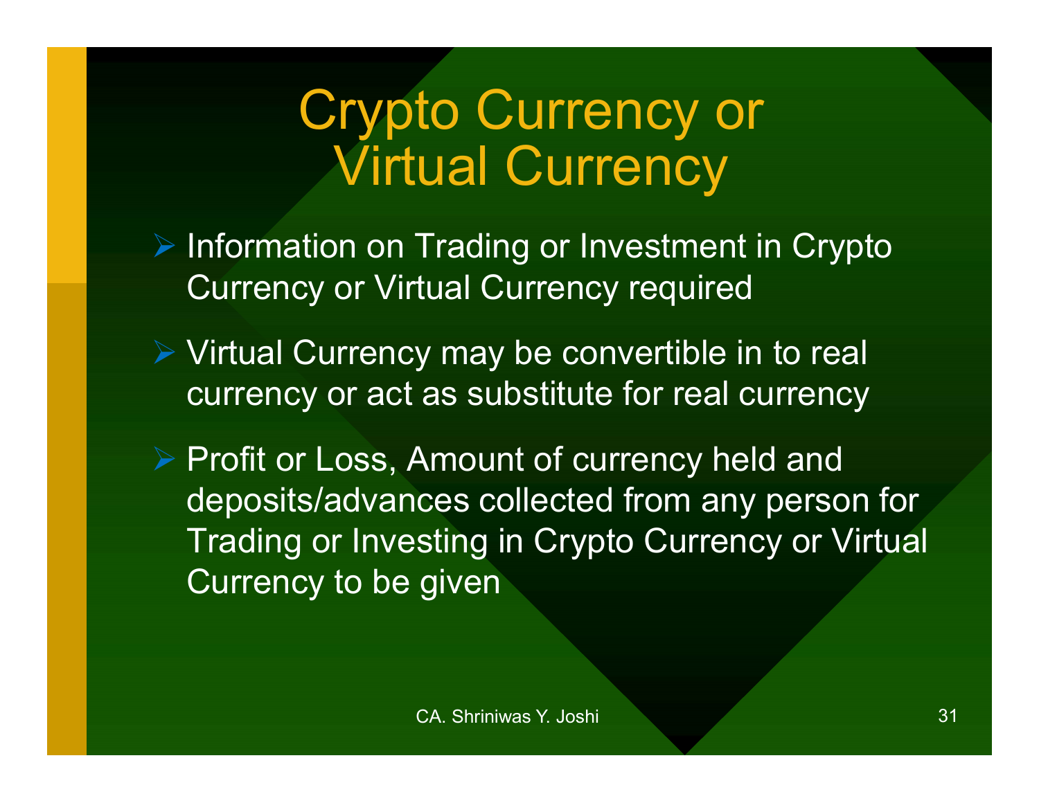# Crypto Currency or Virtual Currency

- Information on Trading or Investment in Crypto Currency or Virtual Currency required
- Virtual Currency may be convertible in to real currency or act as substitute for real currency
- Profit or Loss, Amount of currency held and deposits/advances collected from any person for Trading or Investing in Crypto Currency or Virtual Currency to be given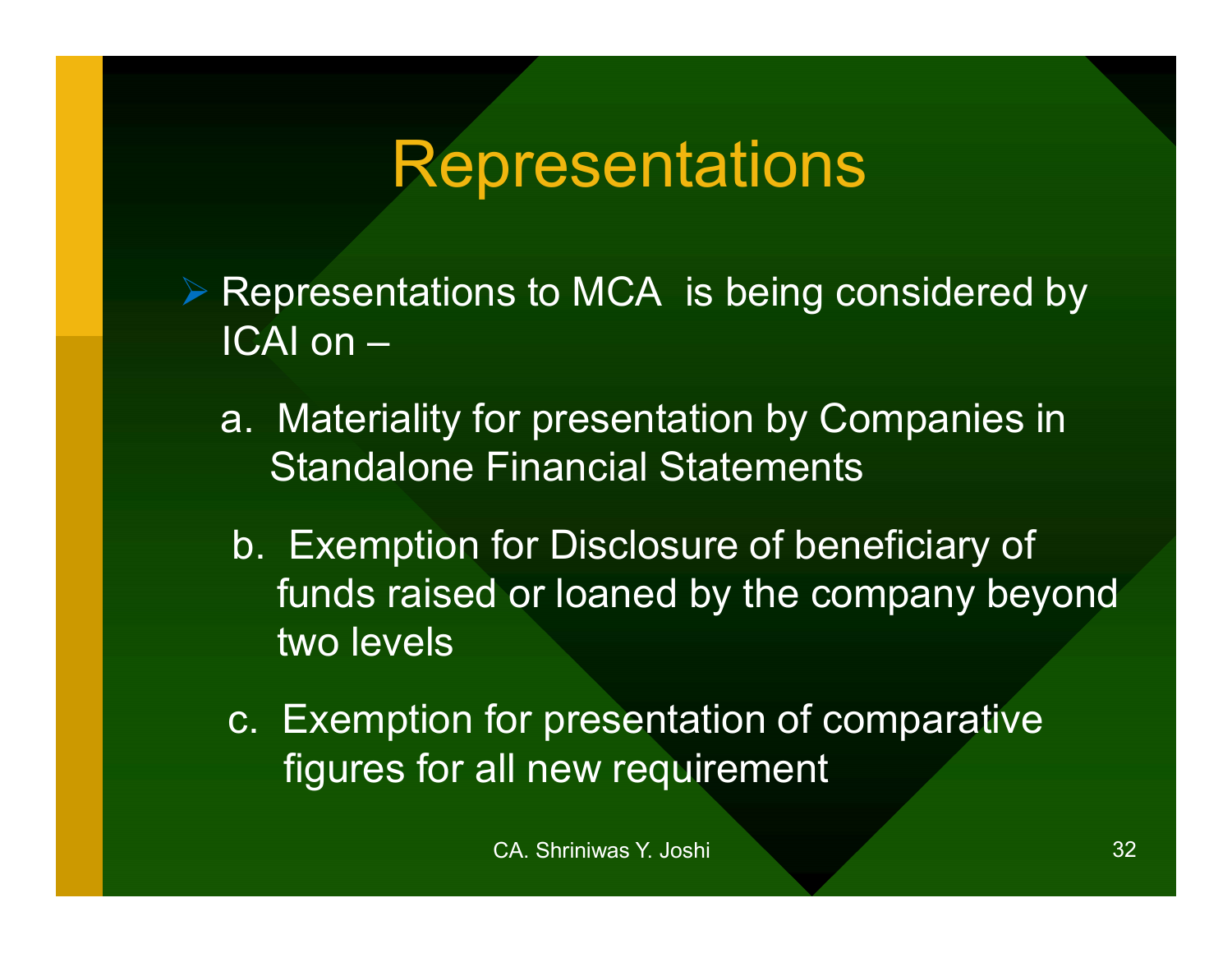# Representations

- Representations to MCA is being considered by ICAI on –

  a. Materiality for presentation by Companies in Standalone Financial Statements

  b. Exemption for Disclosure of beneficiary of funds raised or loaned by the company beyond two levels

  c. Exemption for presentation of comparative figures for all new requirement

CA. Shriniwas Y. Joshi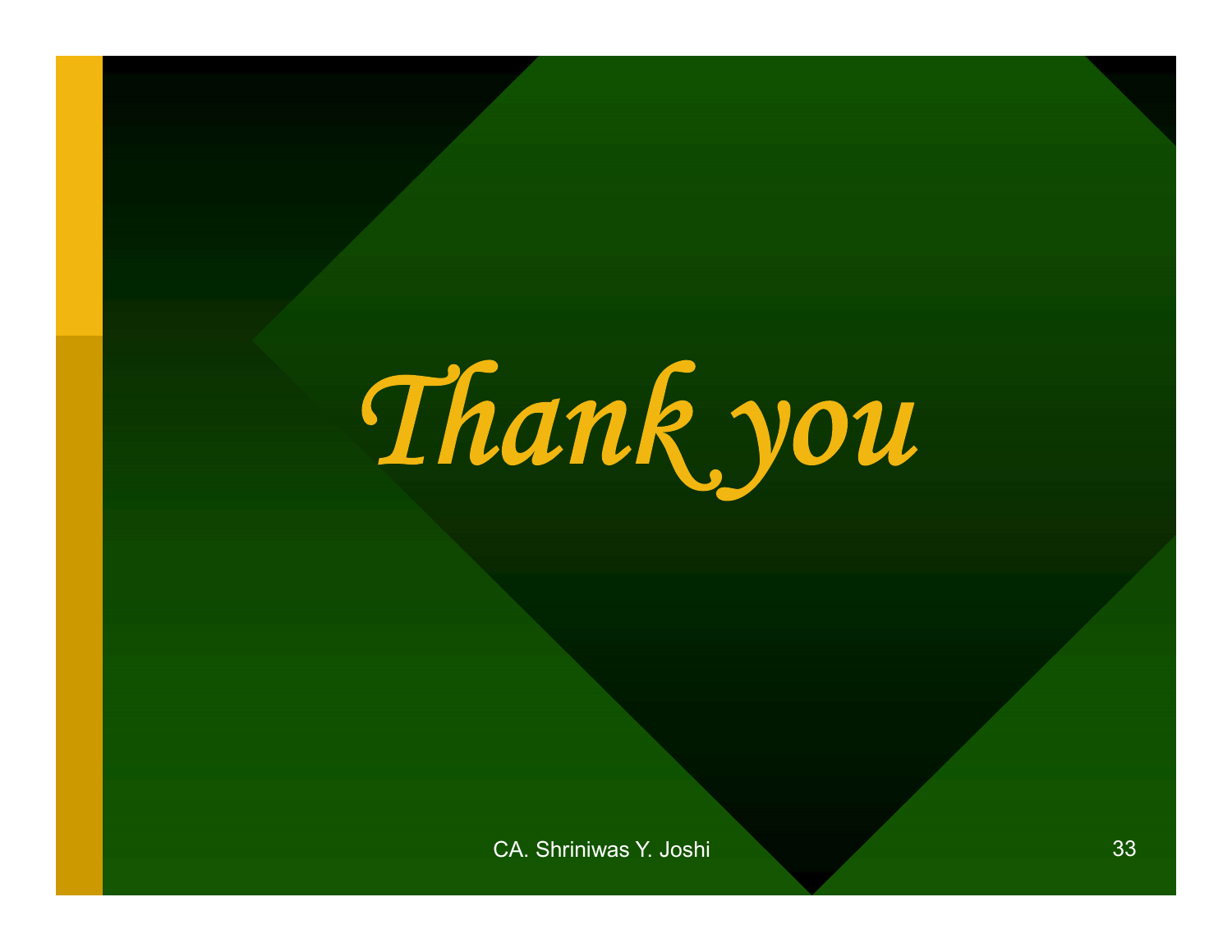# *Thank you*